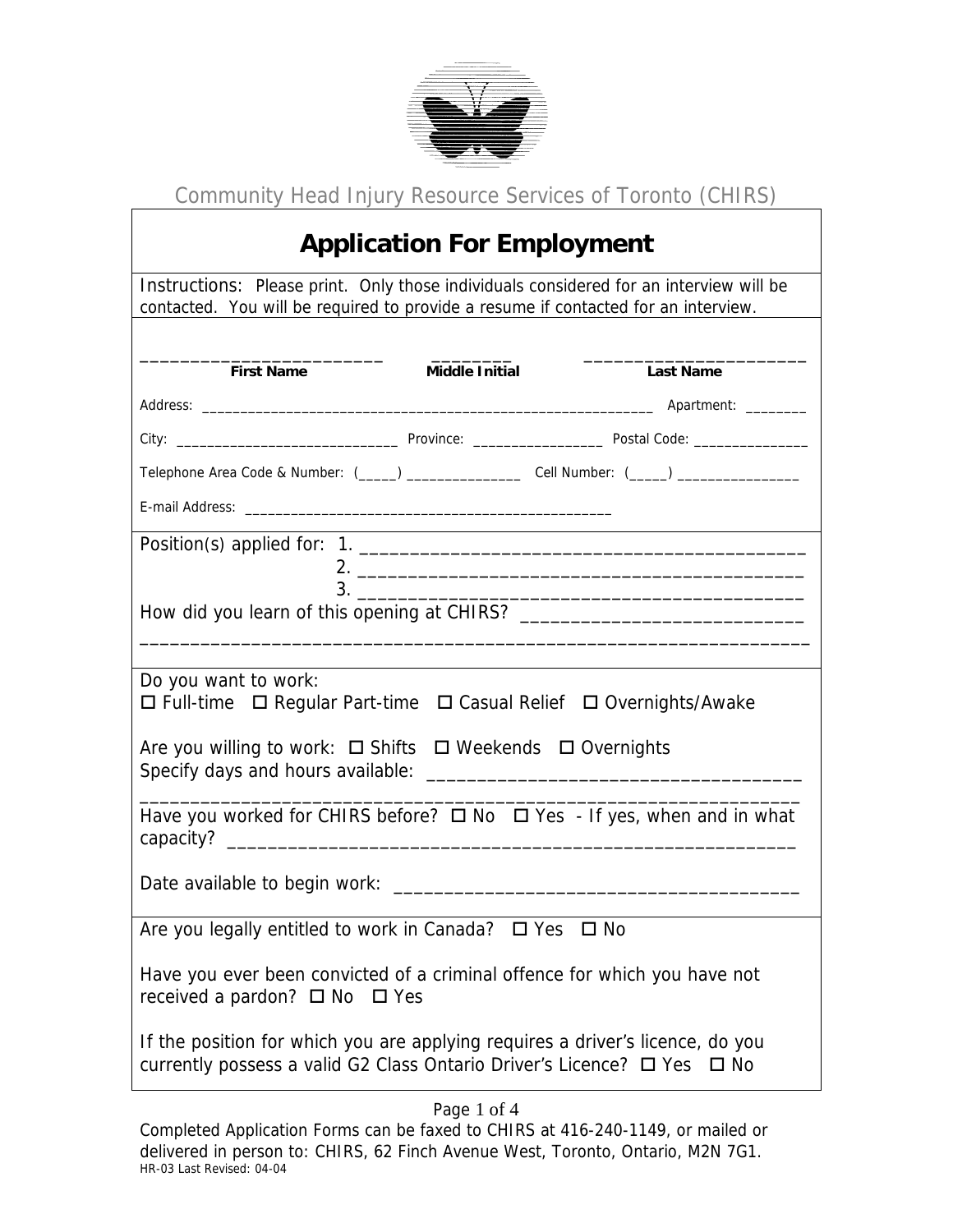Community Head Injury Resource Services of Toronto (CHIRS)

# Application For Employment

Instructions: Please print. Only those individuals considered for an interview will be contacted. You will be required to provide a resume if contacted for an interview.

________________________ ________ ______________________

**First Name** **Middle Initial** **Last Name**

Address: ____________________________________________________________ Apartment: ________

City: ____________________________ Province: _________________ Postal Code: _______________

Telephone Area Code & Number: (_____) _______________ Cell Number: (_____) ________________

E-mail Address: _______________________________________________

Position(s) applied for: 1. _____________________________________________
2. _____________________________________________
3. _____________________________________________

How did you learn of this opening at CHIRS? ____________________________
_____________________________________________________________________

Do you want to work:
☐ Full-time ☐ Regular Part-time ☐ Casual Relief ☐ Overnights/Awake

Are you willing to work: ☐ Shifts ☐ Weekends ☐ Overnights
Specify days and hours available: _____________________________________
_____________________________________________________________________

Have you worked for CHIRS before? ☐ No ☐ Yes - If yes, when and in what capacity? _________________________________________________________

Date available to begin work: _________________________________________

Are you legally entitled to work in Canada? ☐ Yes ☐ No

Have you ever been convicted of a criminal offence for which you have not received a pardon? ☐ No ☐ Yes

If the position for which you are applying requires a driver's licence, do you currently possess a valid G2 Class Ontario Driver's Licence? ☐ Yes ☐ No

Completed Application Forms can be faxed to CHIRS at 416-240-1149, or mailed or delivered in person to: CHIRS, 62 Finch Avenue West, Toronto, Ontario, M2N 7G1.

HR-03 Last Revised: 04-04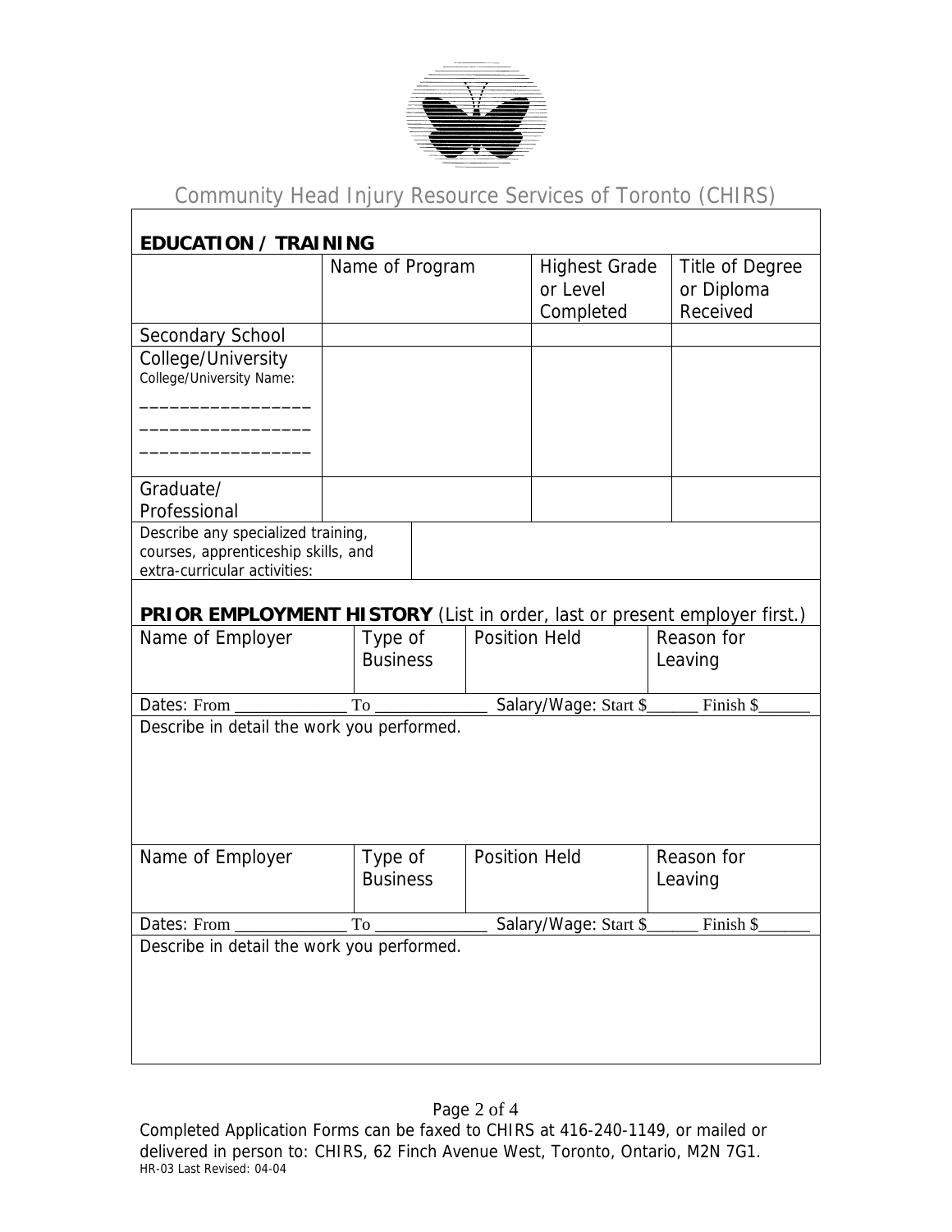Community Head Injury Resource Services of Toronto (CHIRS)

## EDUCATION / TRAINING

| | Name of Program | Highest Grade or Level Completed | Title of Degree or Diploma Received |
|---|---|---|---|
| Secondary School | | | |
| College/University<br>College/University Name:<br>________________<br>________________<br>________________ | | | |
| Graduate/ Professional | | | |

| Describe any specialized training, courses, apprenticeship skills, and extra-curricular activities: | |
|---|---|

## PRIOR EMPLOYMENT HISTORY (List in order, last or present employer first.)

| Name of Employer | Type of Business | Position Held | Reason for Leaving |
|---|---|---|---|
| | | | |

Dates: From ____________ To ____________ Salary/Wage: Start $______ Finish $______

Describe in detail the work you performed.

| Name of Employer | Type of Business | Position Held | Reason for Leaving |
|---|---|---|---|
| | | | |

Dates: From ____________ To ____________ Salary/Wage: Start $______ Finish $______

Describe in detail the work you performed.

Completed Application Forms can be faxed to CHIRS at 416-240-1149, or mailed or delivered in person to: CHIRS, 62 Finch Avenue West, Toronto, Ontario, M2N 7G1.

HR-03 Last Revised: 04-04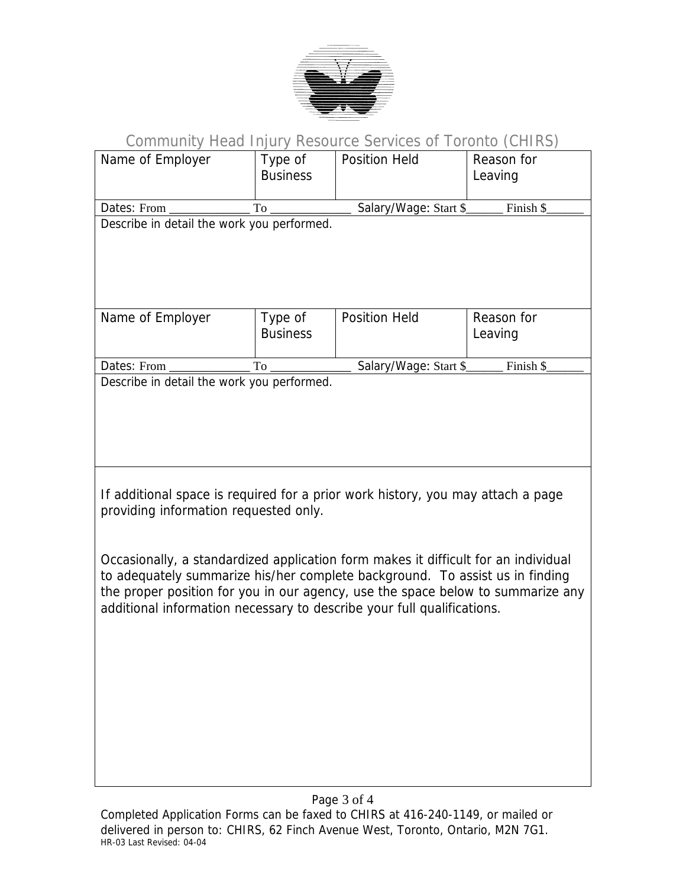Community Head Injury Resource Services of Toronto (CHIRS)

| Name of Employer | Type of Business | Position Held | Reason for Leaving |
| --- | --- | --- | --- |
| | | | |
| Dates: From _____________ To _____________ | | Salary/Wage: Start $______ Finish $______ | |
| Describe in detail the work you performed. | | | |

| Name of Employer | Type of Business | Position Held | Reason for Leaving |
| --- | --- | --- | --- |
| | | | |
| Dates: From _____________ To _____________ | | Salary/Wage: Start $______ Finish $______ | |
| Describe in detail the work you performed. | | | |

If additional space is required for a prior work history, you may attach a page providing information requested only.

Occasionally, a standardized application form makes it difficult for an individual to adequately summarize his/her complete background. To assist us in finding the proper position for you in our agency, use the space below to summarize any additional information necessary to describe your full qualifications.

Completed Application Forms can be faxed to CHIRS at 416-240-1149, or mailed or delivered in person to: CHIRS, 62 Finch Avenue West, Toronto, Ontario, M2N 7G1.

HR-03 Last Revised: 04-04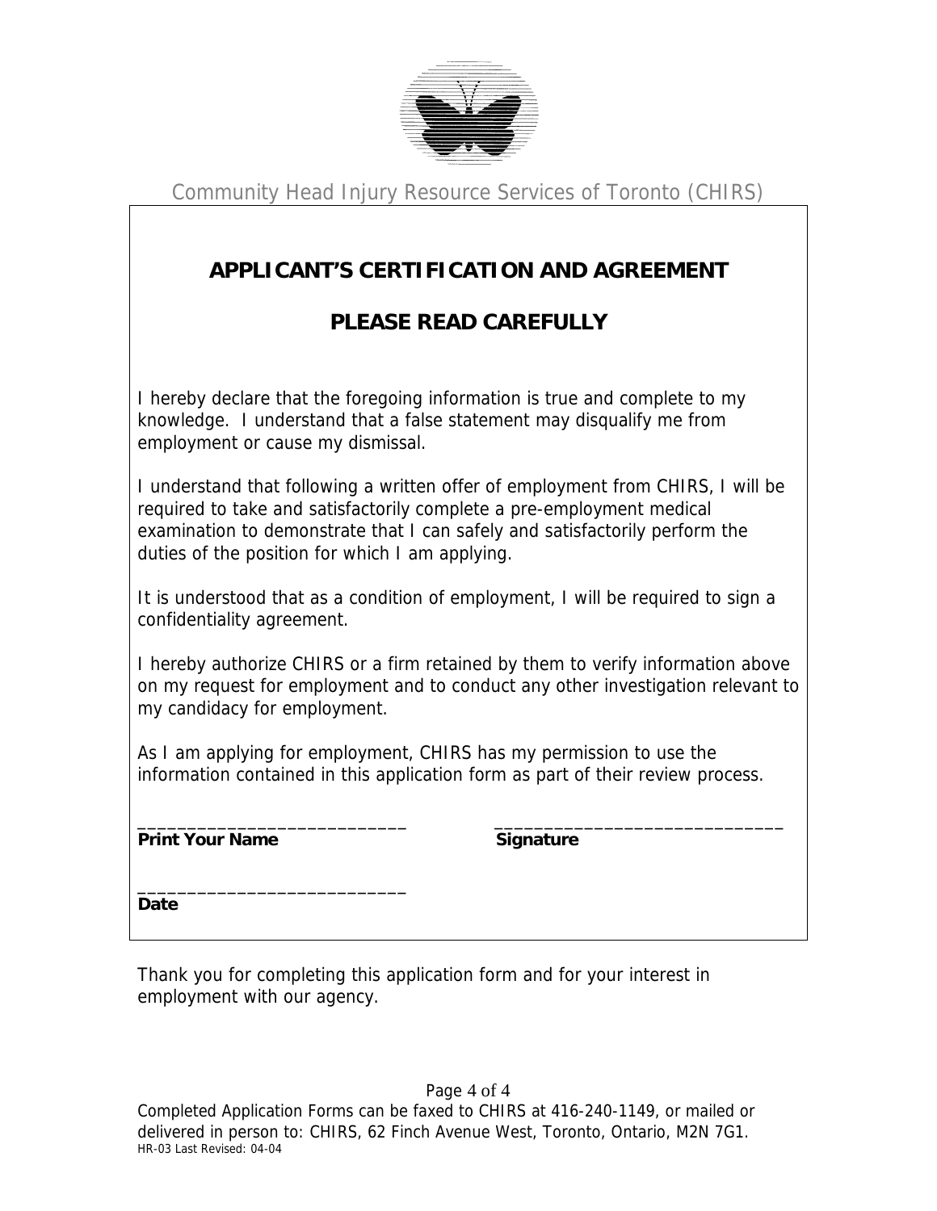Community Head Injury Resource Services of Toronto (CHIRS)

## APPLICANT'S CERTIFICATION AND AGREEMENT

## PLEASE READ CAREFULLY

I hereby declare that the foregoing information is true and complete to my knowledge. I understand that a false statement may disqualify me from employment or cause my dismissal.

I understand that following a written offer of employment from CHIRS, I will be required to take and satisfactorily complete a pre-employment medical examination to demonstrate that I can safely and satisfactorily perform the duties of the position for which I am applying.

It is understood that as a condition of employment, I will be required to sign a confidentiality agreement.

I hereby authorize CHIRS or a firm retained by them to verify information above on my request for employment and to conduct any other investigation relevant to my candidacy for employment.

As I am applying for employment, CHIRS has my permission to use the information contained in this application form as part of their review process.

___________________________ &nbsp;&nbsp;&nbsp;&nbsp;&nbsp;&nbsp;&nbsp;&nbsp; _____________________________

**Print Your Name** &nbsp;&nbsp;&nbsp;&nbsp;&nbsp;&nbsp;&nbsp;&nbsp;&nbsp;&nbsp;&nbsp;&nbsp;&nbsp;&nbsp;&nbsp;&nbsp;&nbsp;&nbsp;&nbsp;&nbsp; **Signature**

___________________________

**Date**

Thank you for completing this application form and for your interest in employment with our agency.

Completed Application Forms can be faxed to CHIRS at 416-240-1149, or mailed or delivered in person to: CHIRS, 62 Finch Avenue West, Toronto, Ontario, M2N 7G1.

HR-03 Last Revised: 04-04